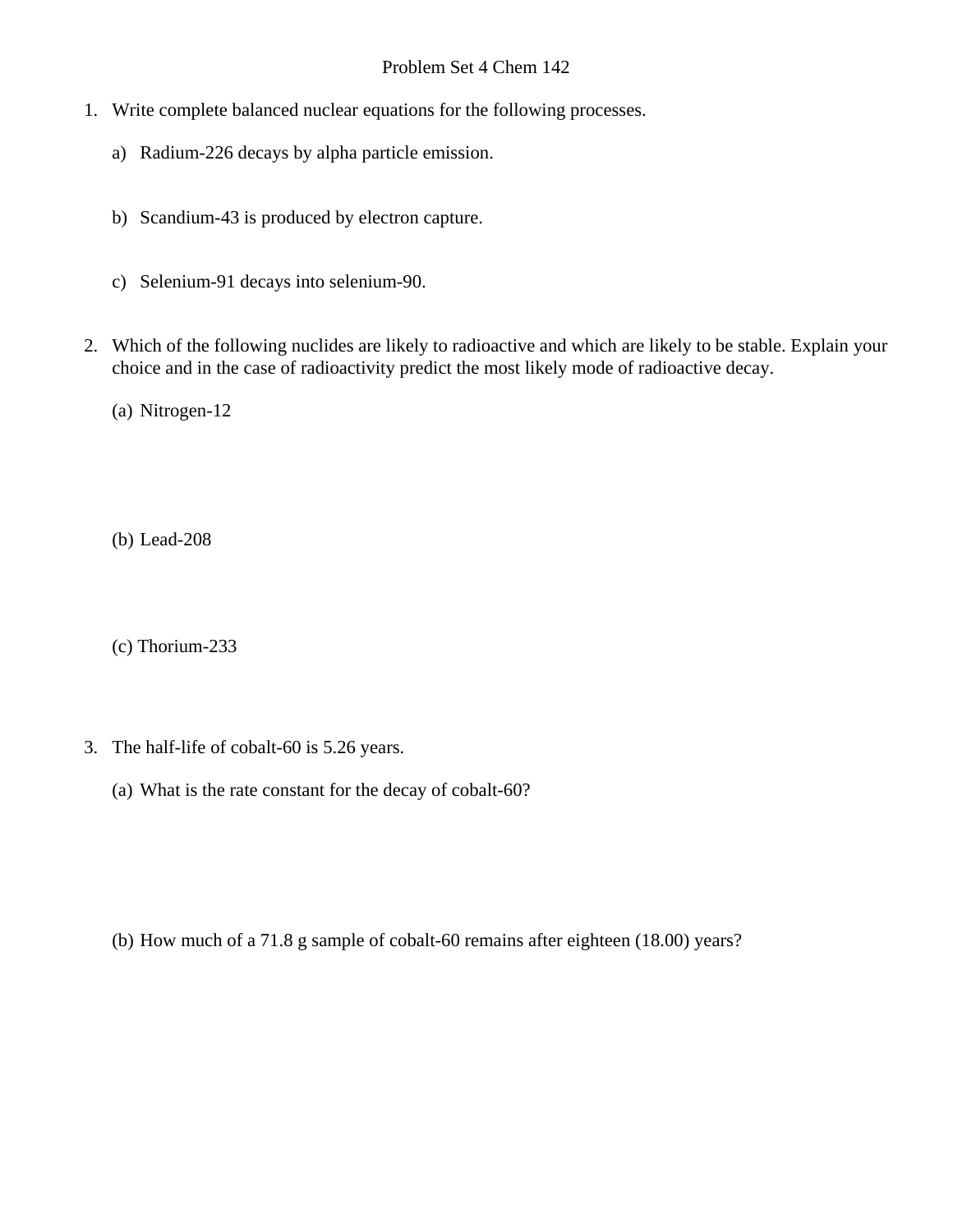# Problem Set 4 Chem 142

1. Write complete balanced nuclear equations for the following processes.

   a) Radium-226 decays by alpha particle emission.

   b) Scandium-43 is produced by electron capture.

   c) Selenium-91 decays into selenium-90.

2. Which of the following nuclides are likely to radioactive and which are likely to be stable. Explain your choice and in the case of radioactivity predict the most likely mode of radioactive decay.

   (a) Nitrogen-12

   (b) Lead-208

   (c) Thorium-233

3. The half-life of cobalt-60 is 5.26 years.

   (a) What is the rate constant for the decay of cobalt-60?

   (b) How much of a 71.8 g sample of cobalt-60 remains after eighteen (18.00) years?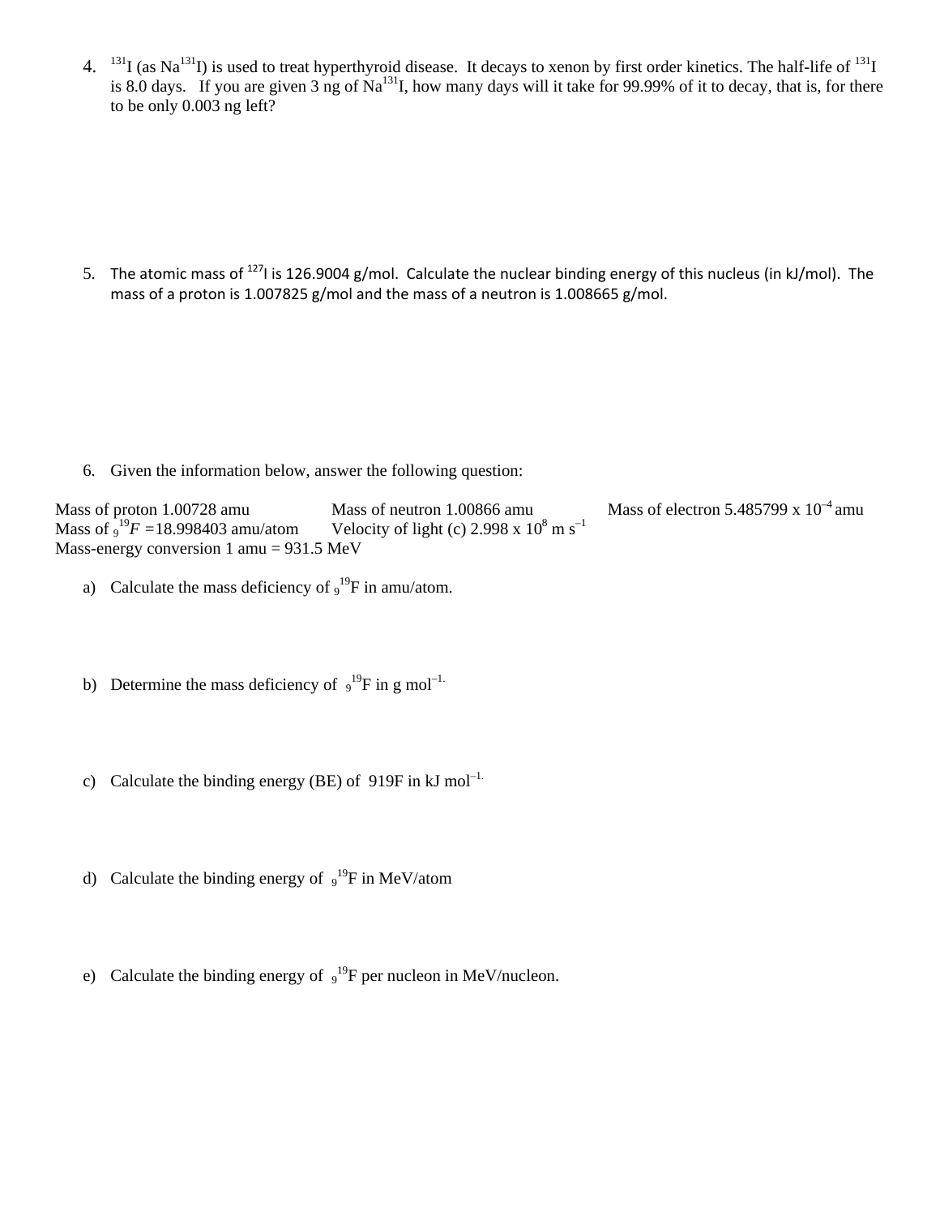4. $^{131}I$ (as $Na^{131}I$) is used to treat hyperthyroid disease. It decays to xenon by first order kinetics. The half-life of $^{131}I$ is 8.0 days. If you are given 3 ng of $Na^{131}I$, how many days will it take for 99.99% of it to decay, that is, for there to be only 0.003 ng left?

5. The atomic mass of $^{127}I$ is 126.9004 g/mol. Calculate the nuclear binding energy of this nucleus (in kJ/mol). The mass of a proton is 1.007825 g/mol and the mass of a neutron is 1.008665 g/mol.

6. Given the information below, answer the following question:

Mass of proton 1.00728 amu Mass of neutron 1.00866 amu Mass of electron $5.485799 \times 10^{-4}$ amu
Mass of $_{9}^{19}F$ =18.998403 amu/atom Velocity of light (c) $2.998 \times 10^{8}$ m s$^{-1}$
Mass-energy conversion 1 amu = 931.5 MeV

a) Calculate the mass deficiency of $_{9}^{19}F$ in amu/atom.

b) Determine the mass deficiency of $_{9}^{19}F$ in g mol$^{-1.}$

c) Calculate the binding energy (BE) of 919F in kJ mol$^{-1.}$

d) Calculate the binding energy of $_{9}^{19}F$ in MeV/atom

e) Calculate the binding energy of $_{9}^{19}F$ per nucleon in MeV/nucleon.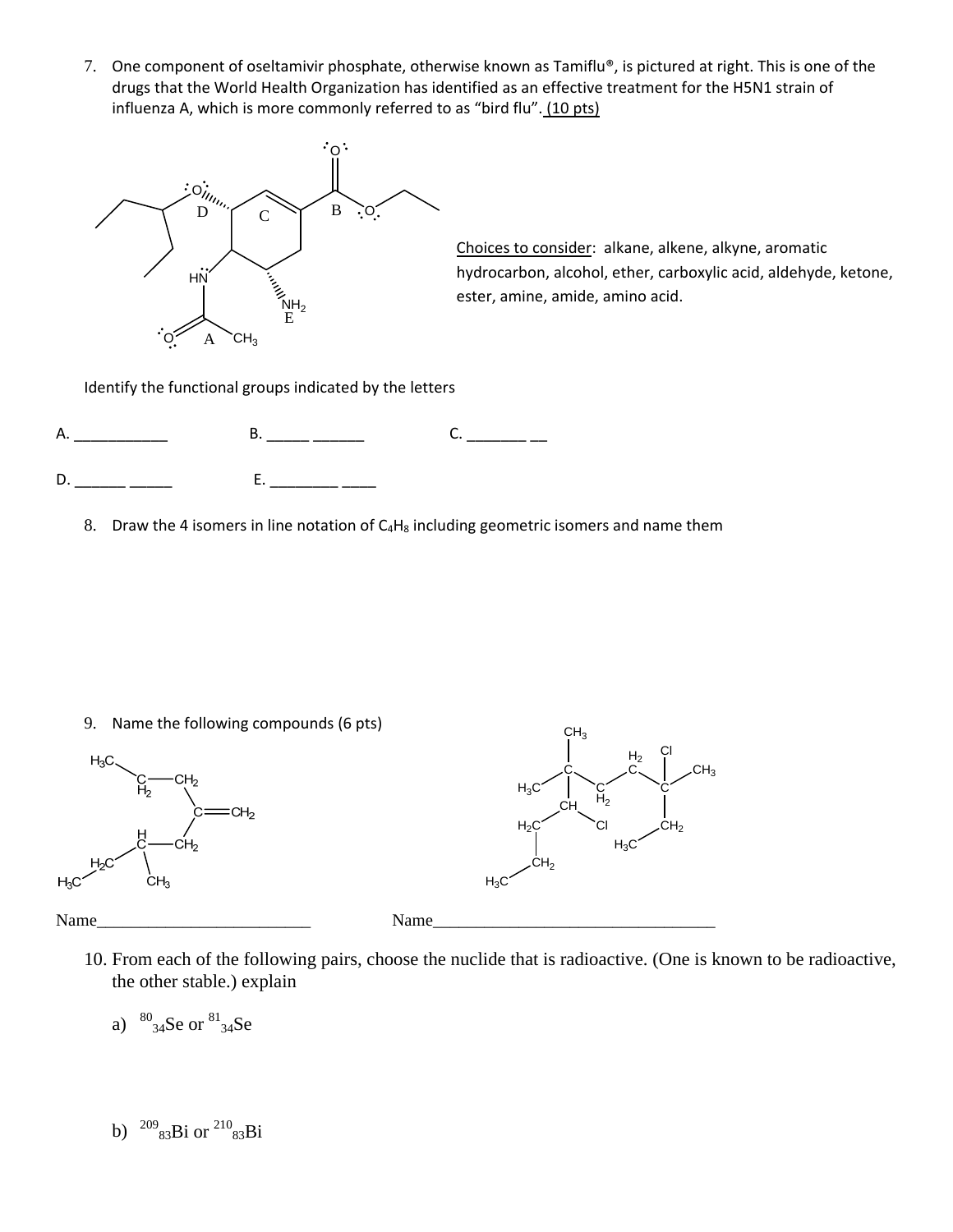7. One component of oseltamivir phosphate, otherwise known as Tamiflu®, is pictured at right. This is one of the drugs that the World Health Organization has identified as an effective treatment for the H5N1 strain of influenza A, which is more commonly referred to as "bird flu". (10 pts)

Choices to consider: alkane, alkene, alkyne, aromatic hydrocarbon, alcohol, ether, carboxylic acid, aldehyde, ketone, ester, amine, amide, amino acid.

Identify the functional groups indicated by the letters

A. ___________ B. _____ ______ C. _______ __

D. ______ _____ E. ________ ____

8. Draw the 4 isomers in line notation of $C_4H_8$ including geometric isomers and name them

9. Name the following compounds (6 pts)

Name_________________________ Name_________________________________

10. From each of the following pairs, choose the nuclide that is radioactive. (One is known to be radioactive, the other stable.) explain

a) ${}^{80}_{34}Se$ or ${}^{81}_{34}Se$

b) ${}^{209}_{83}Bi$ or ${}^{210}_{83}Bi$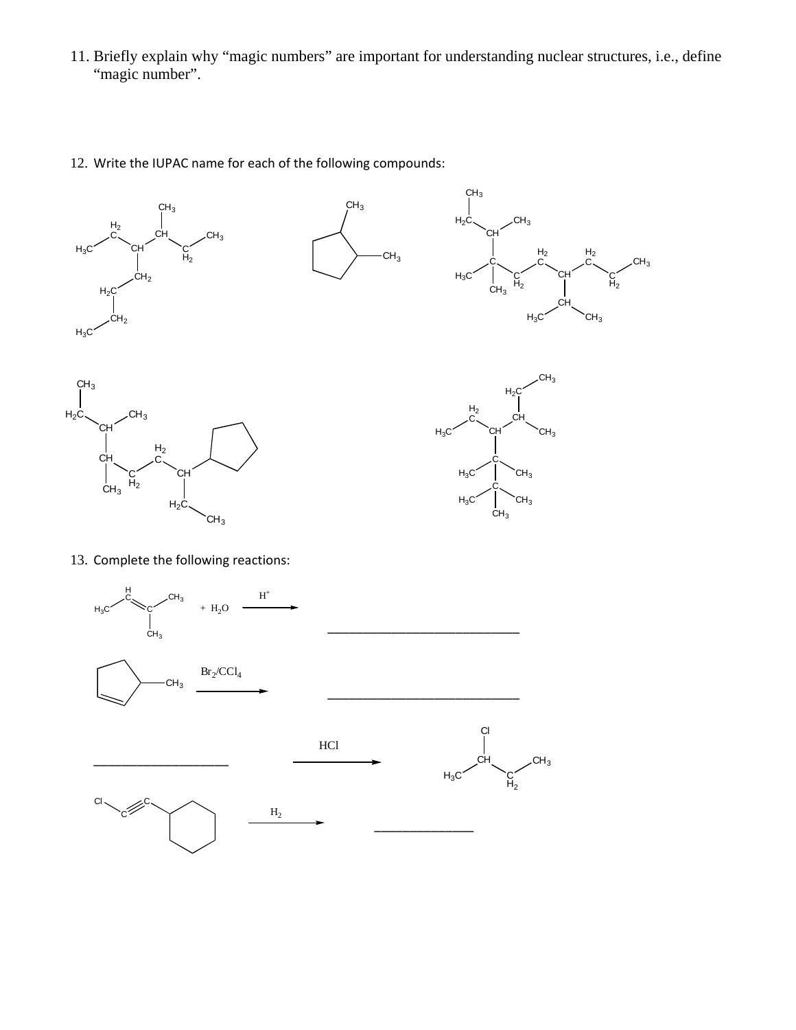11. Briefly explain why "magic numbers" are important for understanding nuclear structures, i.e., define "magic number".

12. Write the IUPAC name for each of the following compounds:

13. Complete the following reactions:

$+ H_2O \xrightarrow{H^+}$ ______________________________

$\xrightarrow{Br_2/CCl_4}$ ______________________________

______________________ $\xrightarrow{HCl}$

$\xrightarrow{H_2}$ ______________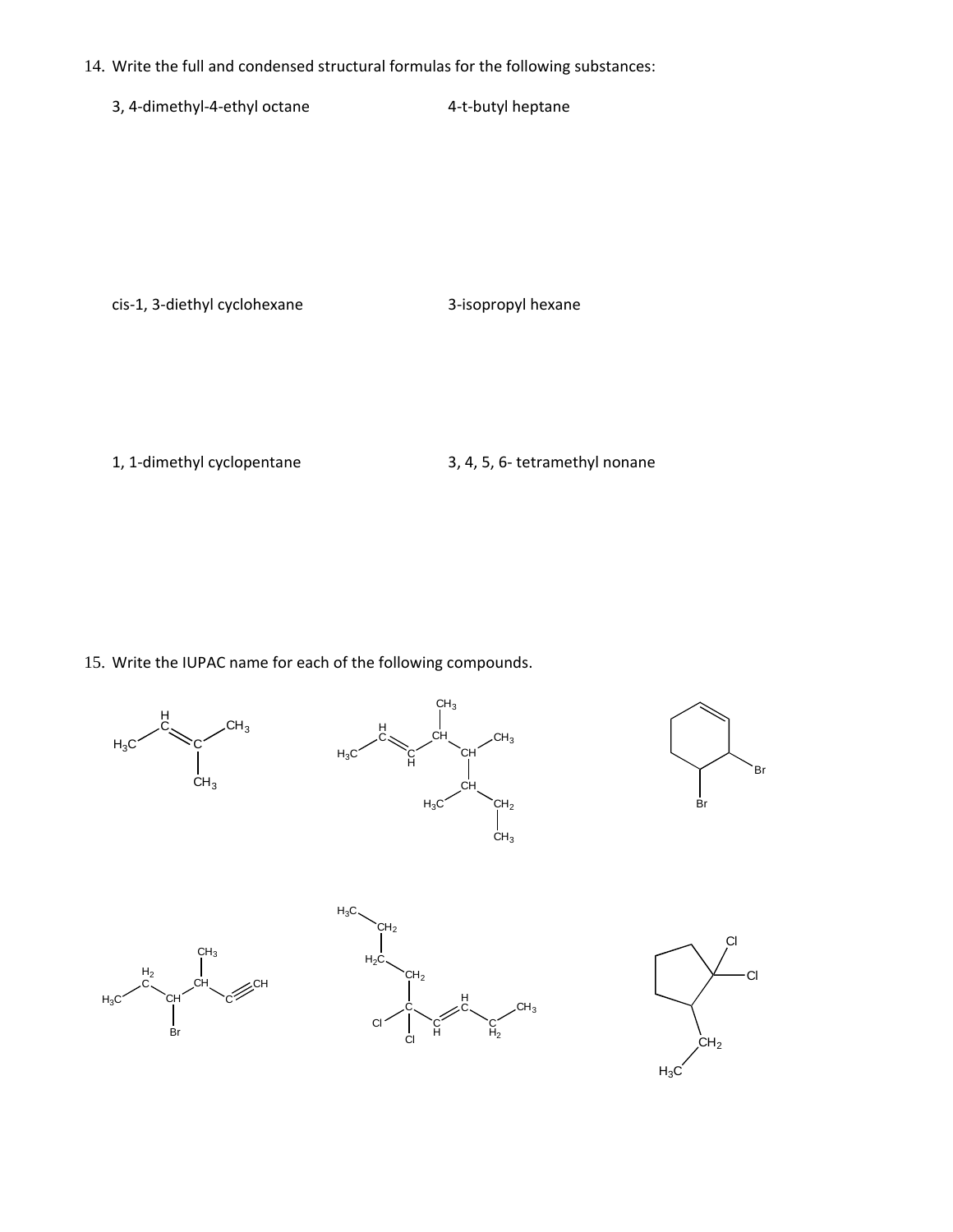14. Write the full and condensed structural formulas for the following substances:

3, 4-dimethyl-4-ethyl octane

4-t-butyl heptane

cis-1, 3-diethyl cyclohexane

3-isopropyl hexane

1, 1-dimethyl cyclopentane

3, 4, 5, 6- tetramethyl nonane

15. Write the IUPAC name for each of the following compounds.